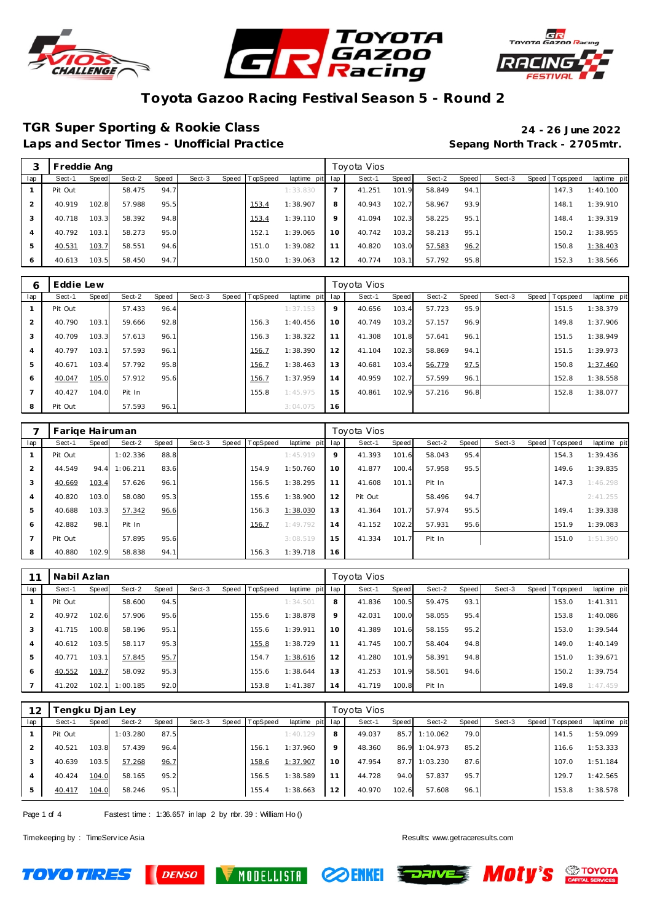# Toyota Gazoo Racing Festival Season 5 - Round 2

## TGR Super Sporting & Rookie Class

**24 - 26 June 2022**

### Laps and Sector Times - Unofficial Practice

**Sepang North Track - 2705mtr.**

**3 Freddie Ang** — Toyota Vios

| lap | Sect-1 | Speed | Sect-2 | Speed | Sect-3 | Speed | TopSpeed | laptime pit | lap | Sect-1 | Speed | Sect-2 | Speed | Sect-3 | Speed | Topspeed | laptime pit |
|---|---|---|---|---|---|---|---|---|---|---|---|---|---|---|---|---|---|
| 1 | Pit Out | | 58.475 | 94.7 | | | | 1:33.830 | 7 | 41.251 | 101.9 | 58.849 | 94.1 | | | 147.3 | 1:40.100 |
| 2 | 40.919 | 102.8 | 57.988 | 95.5 | | | 153.4 | 1:38.907 | 8 | 40.943 | 102.7 | 58.967 | 93.9 | | | 148.1 | 1:39.910 |
| 3 | 40.718 | 103.3 | 58.392 | 94.8 | | | 153.4 | 1:39.110 | 9 | 41.094 | 102.3 | 58.225 | 95.1 | | | 148.4 | 1:39.319 |
| 4 | 40.792 | 103.1 | 58.273 | 95.0 | | | 152.1 | 1:39.065 | 10 | 40.742 | 103.2 | 58.213 | 95.1 | | | 150.2 | 1:38.955 |
| 5 | 40.531 | 103.7 | 58.551 | 94.6 | | | 151.0 | 1:39.082 | 11 | 40.820 | 103.0 | 57.583 | 96.2 | | | 150.8 | 1:38.403 |
| 6 | 40.613 | 103.5 | 58.450 | 94.7 | | | 150.0 | 1:39.063 | 12 | 40.774 | 103.1 | 57.792 | 95.8 | | | 152.3 | 1:38.566 |

**6 Eddie Lew** — Toyota Vios

| lap | Sect-1 | Speed | Sect-2 | Speed | Sect-3 | Speed | TopSpeed | laptime pit | lap | Sect-1 | Speed | Sect-2 | Speed | Sect-3 | Speed | Topspeed | laptime pit |
|---|---|---|---|---|---|---|---|---|---|---|---|---|---|---|---|---|---|
| 1 | Pit Out | | 57.433 | 96.4 | | | | 1:37.153 | 9 | 40.656 | 103.4 | 57.723 | 95.9 | | | 151.5 | 1:38.379 |
| 2 | 40.790 | 103.1 | 59.666 | 92.8 | | | 156.3 | 1:40.456 | 10 | 40.749 | 103.2 | 57.157 | 96.9 | | | 149.8 | 1:37.906 |
| 3 | 40.709 | 103.3 | 57.613 | 96.1 | | | 156.3 | 1:38.322 | 11 | 41.308 | 101.8 | 57.641 | 96.1 | | | 151.5 | 1:38.949 |
| 4 | 40.797 | 103.1 | 57.593 | 96.1 | | | 156.7 | 1:38.390 | 12 | 41.104 | 102.3 | 58.869 | 94.1 | | | 151.5 | 1:39.973 |
| 5 | 40.671 | 103.4 | 57.792 | 95.8 | | | 156.7 | 1:38.463 | 13 | 40.681 | 103.4 | 56.779 | 97.5 | | | 150.8 | 1:37.460 |
| 6 | 40.047 | 105.0 | 57.912 | 95.6 | | | 156.7 | 1:37.959 | 14 | 40.959 | 102.7 | 57.599 | 96.1 | | | 152.8 | 1:38.558 |
| 7 | 40.427 | 104.0 | Pit In | | | | 155.8 | 1:45.975 | 15 | 40.861 | 102.9 | 57.216 | 96.8 | | | 152.8 | 1:38.077 |
| 8 | Pit Out | | 57.593 | 96.1 | | | | 3:04.075 | 16 | | | | | | | | |

**7 Fariqe Hairuman** — Toyota Vios

| lap | Sect-1 | Speed | Sect-2 | Speed | Sect-3 | Speed | TopSpeed | laptime pit | lap | Sect-1 | Speed | Sect-2 | Speed | Sect-3 | Speed | Topspeed | laptime pit |
|---|---|---|---|---|---|---|---|---|---|---|---|---|---|---|---|---|---|
| 1 | Pit Out | | 1:02.336 | 88.8 | | | | 1:45.919 | 9 | 41.393 | 101.6 | 58.043 | 95.4 | | | 154.3 | 1:39.436 |
| 2 | 44.549 | 94.4 | 1:06.211 | 83.6 | | | 154.9 | 1:50.760 | 10 | 41.877 | 100.4 | 57.958 | 95.5 | | | 149.6 | 1:39.835 |
| 3 | 40.669 | 103.4 | 57.626 | 96.1 | | | 156.5 | 1:38.295 | 11 | 41.608 | 101.1 | Pit In | | | | 147.3 | 1:46.298 |
| 4 | 40.820 | 103.0 | 58.080 | 95.3 | | | 155.6 | 1:38.900 | 12 | Pit Out | | 58.496 | 94.7 | | | | 2:41.255 |
| 5 | 40.688 | 103.3 | 57.342 | 96.6 | | | 156.3 | 1:38.030 | 13 | 41.364 | 101.7 | 57.974 | 95.5 | | | 149.4 | 1:39.338 |
| 6 | 42.882 | 98.1 | Pit In | | | | 156.7 | 1:49.792 | 14 | 41.152 | 102.2 | 57.931 | 95.6 | | | 151.9 | 1:39.083 |
| 7 | Pit Out | | 57.895 | 95.6 | | | | 3:08.519 | 15 | 41.334 | 101.7 | Pit In | | | | 151.0 | 1:51.390 |
| 8 | 40.880 | 102.9 | 58.838 | 94.1 | | | 156.3 | 1:39.718 | 16 | | | | | | | | |

**11 Nabil Azlan** — Toyota Vios

| lap | Sect-1 | Speed | Sect-2 | Speed | Sect-3 | Speed | TopSpeed | laptime pit | lap | Sect-1 | Speed | Sect-2 | Speed | Sect-3 | Speed | Topspeed | laptime pit |
|---|---|---|---|---|---|---|---|---|---|---|---|---|---|---|---|---|---|
| 1 | Pit Out | | 58.600 | 94.5 | | | | 1:34.501 | 8 | 41.836 | 100.5 | 59.475 | 93.1 | | | 153.0 | 1:41.311 |
| 2 | 40.972 | 102.6 | 57.906 | 95.6 | | | 155.6 | 1:38.878 | 9 | 42.031 | 100.0 | 58.055 | 95.4 | | | 153.8 | 1:40.086 |
| 3 | 41.715 | 100.8 | 58.196 | 95.1 | | | 155.6 | 1:39.911 | 10 | 41.389 | 101.6 | 58.155 | 95.2 | | | 153.0 | 1:39.544 |
| 4 | 40.612 | 103.5 | 58.117 | 95.3 | | | 155.8 | 1:38.729 | 11 | 41.745 | 100.7 | 58.404 | 94.8 | | | 149.0 | 1:40.149 |
| 5 | 40.771 | 103.1 | 57.845 | 95.7 | | | 154.7 | 1:38.616 | 12 | 41.280 | 101.9 | 58.391 | 94.8 | | | 151.0 | 1:39.671 |
| 6 | 40.552 | 103.7 | 58.092 | 95.3 | | | 155.6 | 1:38.644 | 13 | 41.253 | 101.9 | 58.501 | 94.6 | | | 150.2 | 1:39.754 |
| 7 | 41.202 | 102.1 | 1:00.185 | 92.0 | | | 153.8 | 1:41.387 | 14 | 41.719 | 100.8 | Pit In | | | | 149.8 | 1:47.459 |

**12 Tengku Djan Ley** — Toyota Vios

| lap | Sect-1 | Speed | Sect-2 | Speed | Sect-3 | Speed | TopSpeed | laptime pit | lap | Sect-1 | Speed | Sect-2 | Speed | Sect-3 | Speed | Topspeed | laptime pit |
|---|---|---|---|---|---|---|---|---|---|---|---|---|---|---|---|---|---|
| 1 | Pit Out | | 1:03.280 | 87.5 | | | | 1:40.129 | 8 | 49.037 | 85.7 | 1:10.062 | 79.0 | | | 141.5 | 1:59.099 |
| 2 | 40.521 | 103.8 | 57.439 | 96.4 | | | 156.1 | 1:37.960 | 9 | 48.360 | 86.9 | 1:04.973 | 85.2 | | | 116.6 | 1:53.333 |
| 3 | 40.639 | 103.5 | 57.268 | 96.7 | | | 158.6 | 1:37.907 | 10 | 47.954 | 87.7 | 1:03.230 | 87.6 | | | 107.0 | 1:51.184 |
| 4 | 40.424 | 104.0 | 58.165 | 95.2 | | | 156.5 | 1:38.589 | 11 | 44.728 | 94.0 | 57.837 | 95.7 | | | 129.7 | 1:42.565 |
| 5 | 40.417 | 104.0 | 58.246 | 95.1 | | | 155.4 | 1:38.663 | 12 | 40.970 | 102.6 | 57.608 | 96.1 | | | 153.8 | 1:38.578 |

Fastest time : 1:36.657 in lap 2 by nbr. 39 : William Ho ()

Timekeeping by : TimeService Asia

Results: www.getraceresults.com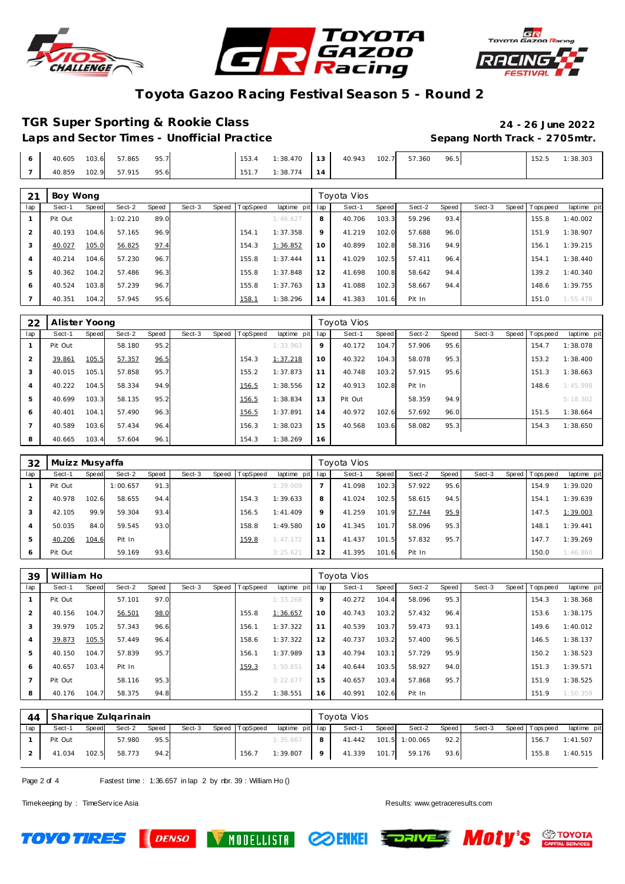# Toyota Gazoo Racing Festival Season 5 - Round 2

## TGR Super Sporting & Rookie Class

**24 - 26 June 2022**

**Laps and Sector Times - Unofficial Practice**

**Sepang North Track - 2705mtr.**

| lap | Sect-1 | Speed | Sect-2 | Speed | Sect-3 | Speed | TopSpeed | laptime pit | lap | Sect-1 | Speed | Sect-2 | Speed | Sect-3 | Speed | Topspeed | laptime pit |
|---|---|---|---|---|---|---|---|---|---|---|---|---|---|---|---|---|---|
| 6 | 40.605 | 103.6 | 57.865 | 95.7 | | | 153.4 | 1:38.470 | 13 | 40.943 | 102.7 | 57.360 | 96.5 | | | 152.5 | 1:38.303 |
| 7 | 40.859 | 102.9 | 57.915 | 95.6 | | | 151.7 | 1:38.774 | 14 | | | | | | | | |

### 21 Boy Wong — Toyota Vios

| lap | Sect-1 | Speed | Sect-2 | Speed | Sect-3 | Speed | TopSpeed | laptime pit | lap | Sect-1 | Speed | Sect-2 | Speed | Sect-3 | Speed | Topspeed | laptime pit |
|---|---|---|---|---|---|---|---|---|---|---|---|---|---|---|---|---|---|
| 1 | Pit Out | | 1:02.210 | 89.0 | | | | 1:46.627 | 8 | 40.706 | 103.3 | 59.296 | 93.4 | | | 155.8 | 1:40.002 |
| 2 | 40.193 | 104.6 | 57.165 | 96.9 | | | 154.1 | 1:37.358 | 9 | 41.219 | 102.0 | 57.688 | 96.0 | | | 151.9 | 1:38.907 |
| 3 | 40.027 | 105.0 | 56.825 | 97.4 | | | 154.3 | 1:36.852 | 10 | 40.899 | 102.8 | 58.316 | 94.9 | | | 156.1 | 1:39.215 |
| 4 | 40.214 | 104.6 | 57.230 | 96.7 | | | 155.8 | 1:37.444 | 11 | 41.029 | 102.5 | 57.411 | 96.4 | | | 154.1 | 1:38.440 |
| 5 | 40.362 | 104.2 | 57.486 | 96.3 | | | 155.8 | 1:37.848 | 12 | 41.698 | 100.8 | 58.642 | 94.4 | | | 139.2 | 1:40.340 |
| 6 | 40.524 | 103.8 | 57.239 | 96.7 | | | 155.8 | 1:37.763 | 13 | 41.088 | 102.3 | 58.667 | 94.4 | | | 148.6 | 1:39.755 |
| 7 | 40.351 | 104.2 | 57.945 | 95.6 | | | 158.1 | 1:38.296 | 14 | 41.383 | 101.6 | Pit In | | | | 151.0 | 1:55.478 |

### 22 Alister Yoong — Toyota Vios

| lap | Sect-1 | Speed | Sect-2 | Speed | Sect-3 | Speed | TopSpeed | laptime pit | lap | Sect-1 | Speed | Sect-2 | Speed | Sect-3 | Speed | Topspeed | laptime pit |
|---|---|---|---|---|---|---|---|---|---|---|---|---|---|---|---|---|---|
| 1 | Pit Out | | 58.180 | 95.2 | | | | 1:33.963 | 9 | 40.172 | 104.7 | 57.906 | 95.6 | | | 154.7 | 1:38.078 |
| 2 | 39.861 | 105.5 | 57.357 | 96.5 | | | 154.3 | 1:37.218 | 10 | 40.322 | 104.3 | 58.078 | 95.3 | | | 153.2 | 1:38.400 |
| 3 | 40.015 | 105.1 | 57.858 | 95.7 | | | 155.2 | 1:37.873 | 11 | 40.748 | 103.2 | 57.915 | 95.6 | | | 151.3 | 1:38.663 |
| 4 | 40.222 | 104.5 | 58.334 | 94.9 | | | 156.5 | 1:38.556 | 12 | 40.913 | 102.8 | Pit In | | | | 148.6 | 1:45.998 |
| 5 | 40.699 | 103.3 | 58.135 | 95.2 | | | 156.5 | 1:38.834 | 13 | Pit Out | | 58.359 | 94.9 | | | | 5:18.302 |
| 6 | 40.401 | 104.1 | 57.490 | 96.3 | | | 156.5 | 1:37.891 | 14 | 40.972 | 102.6 | 57.692 | 96.0 | | | 151.5 | 1:38.664 |
| 7 | 40.589 | 103.6 | 57.434 | 96.4 | | | 156.3 | 1:38.023 | 15 | 40.568 | 103.6 | 58.082 | 95.3 | | | 154.3 | 1:38.650 |
| 8 | 40.665 | 103.4 | 57.604 | 96.1 | | | 154.3 | 1:38.269 | 16 | | | | | | | | |

### 32 Muizz Musyaffa — Toyota Vios

| lap | Sect-1 | Speed | Sect-2 | Speed | Sect-3 | Speed | TopSpeed | laptime pit | lap | Sect-1 | Speed | Sect-2 | Speed | Sect-3 | Speed | Topspeed | laptime pit |
|---|---|---|---|---|---|---|---|---|---|---|---|---|---|---|---|---|---|
| 1 | Pit Out | | 1:00.657 | 91.3 | | | | 1:39.009 | 7 | 41.098 | 102.3 | 57.922 | 95.6 | | | 154.9 | 1:39.020 |
| 2 | 40.978 | 102.6 | 58.655 | 94.4 | | | 154.3 | 1:39.633 | 8 | 41.024 | 102.5 | 58.615 | 94.5 | | | 154.1 | 1:39.639 |
| 3 | 42.105 | 99.9 | 59.304 | 93.4 | | | 156.5 | 1:41.409 | 9 | 41.259 | 101.9 | 57.744 | 95.9 | | | 147.5 | 1:39.003 |
| 4 | 50.035 | 84.0 | 59.545 | 93.0 | | | 158.8 | 1:49.580 | 10 | 41.345 | 101.7 | 58.096 | 95.3 | | | 148.1 | 1:39.441 |
| 5 | 40.206 | 104.6 | Pit In | | | | 159.8 | 1:47.172 | 11 | 41.437 | 101.5 | 57.832 | 95.7 | | | 147.7 | 1:39.269 |
| 6 | Pit Out | | 59.169 | 93.6 | | | | 3:25.621 | 12 | 41.395 | 101.6 | Pit In | | | | 150.0 | 1:46.860 |

### 39 William Ho — Toyota Vios

| lap | Sect-1 | Speed | Sect-2 | Speed | Sect-3 | Speed | TopSpeed | laptime pit | lap | Sect-1 | Speed | Sect-2 | Speed | Sect-3 | Speed | Topspeed | laptime pit |
|---|---|---|---|---|---|---|---|---|---|---|---|---|---|---|---|---|---|
| 1 | Pit Out | | 57.101 | 97.0 | | | | 1:33.268 | 9 | 40.272 | 104.4 | 58.096 | 95.3 | | | 154.3 | 1:38.368 |
| 2 | 40.156 | 104.7 | 56.501 | 98.0 | | | 155.8 | 1:36.657 | 10 | 40.743 | 103.2 | 57.432 | 96.4 | | | 153.6 | 1:38.175 |
| 3 | 39.979 | 105.2 | 57.343 | 96.6 | | | 156.1 | 1:37.322 | 11 | 40.539 | 103.7 | 59.473 | 93.1 | | | 149.6 | 1:40.012 |
| 4 | 39.873 | 105.5 | 57.449 | 96.4 | | | 158.6 | 1:37.322 | 12 | 40.737 | 103.2 | 57.400 | 96.5 | | | 146.5 | 1:38.137 |
| 5 | 40.150 | 104.7 | 57.839 | 95.7 | | | 156.1 | 1:37.989 | 13 | 40.794 | 103.1 | 57.729 | 95.9 | | | 150.2 | 1:38.523 |
| 6 | 40.657 | 103.4 | Pit In | | | | 159.3 | 1:50.651 | 14 | 40.644 | 103.5 | 58.927 | 94.0 | | | 151.3 | 1:39.571 |
| 7 | Pit Out | | 58.116 | 95.3 | | | | 3:22.677 | 15 | 40.657 | 103.4 | 57.868 | 95.7 | | | 151.9 | 1:38.525 |
| 8 | 40.176 | 104.7 | 58.375 | 94.8 | | | 155.2 | 1:38.551 | 16 | 40.991 | 102.6 | Pit In | | | | 151.9 | 1:50.359 |

### 44 Sharique Zulqarinain — Toyota Vios

| lap | Sect-1 | Speed | Sect-2 | Speed | Sect-3 | Speed | TopSpeed | laptime pit | lap | Sect-1 | Speed | Sect-2 | Speed | Sect-3 | Speed | Topspeed | laptime pit |
|---|---|---|---|---|---|---|---|---|---|---|---|---|---|---|---|---|---|
| 1 | Pit Out | | 57.980 | 95.5 | | | | 1:35.667 | 8 | 41.442 | 101.5 | 1:00.065 | 92.2 | | | 156.7 | 1:41.507 |
| 2 | 41.034 | 102.5 | 58.773 | 94.2 | | | 156.7 | 1:39.807 | 9 | 41.339 | 101.7 | 59.176 | 93.6 | | | 155.8 | 1:40.515 |

Fastest time : 1:36.657 in lap 2 by nbr. 39 : William Ho ()

Timekeeping by : TimeService Asia

Results: www.getraceresults.com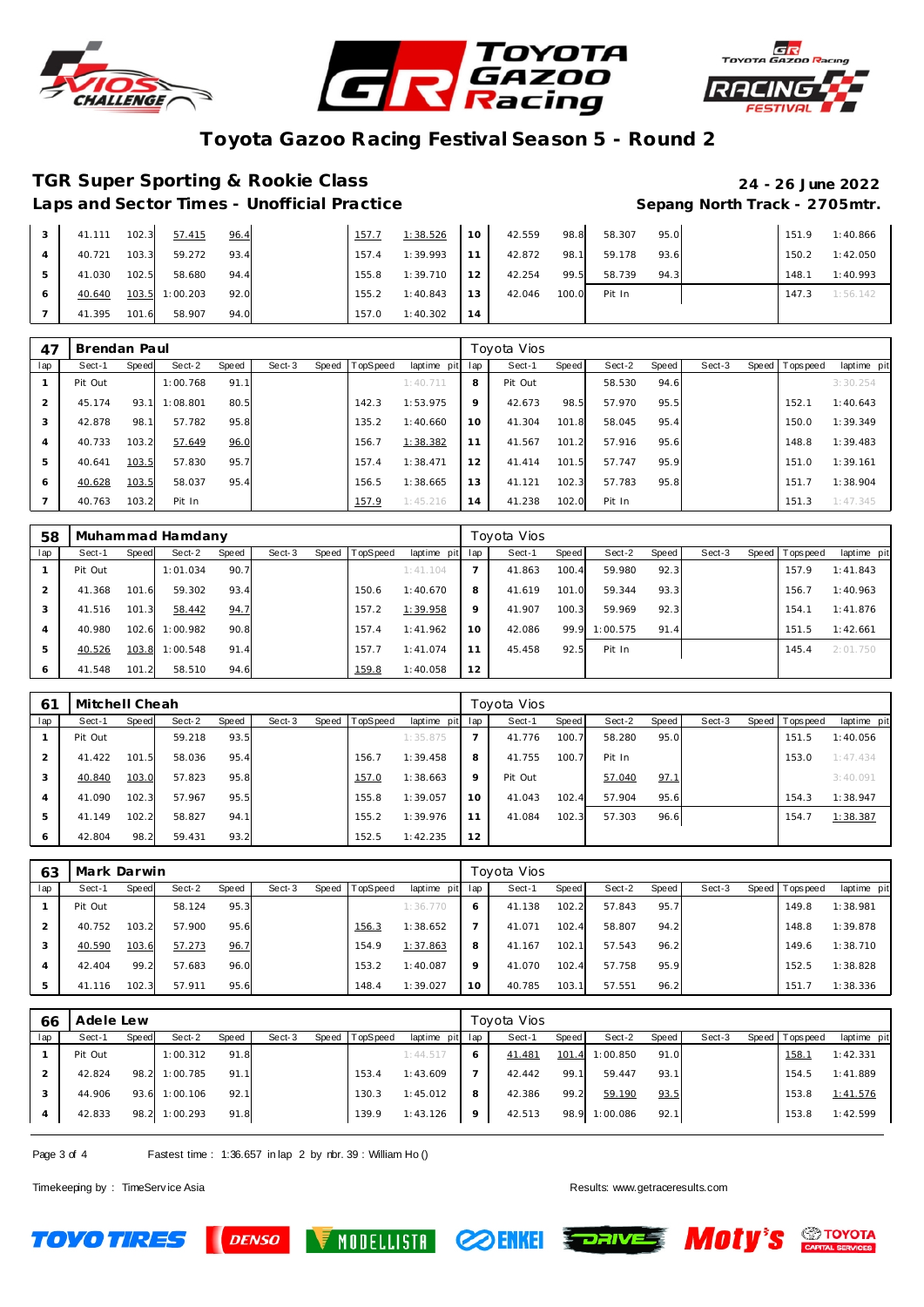# Toyota Gazoo Racing Festival Season 5 - Round 2

## TGR Super Sporting & Rookie Class

**Laps and Sector Times - Unofficial Practice**

24 - 26 June 2022
Sepang North Track - 2705mtr.

| lap | Sect-1 | Speed | Sect-2 | Speed | Sect-3 | Speed | TopSpeed | laptime pit | lap | Sect-1 | Speed | Sect-2 | Speed | Sect-3 | Speed | Topspeed | laptime pit |
|---|---|---|---|---|---|---|---|---|---|---|---|---|---|---|---|---|---|
| 3 | 41.111 | 102.3 | 57.415 | 96.4 | | | 157.7 | 1:38.526 | 10 | 42.559 | 98.8 | 58.307 | 95.0 | | | 151.9 | 1:40.866 |
| 4 | 40.721 | 103.3 | 59.272 | 93.4 | | | 157.4 | 1:39.993 | 11 | 42.872 | 98.1 | 59.178 | 93.6 | | | 150.2 | 1:42.050 |
| 5 | 41.030 | 102.5 | 58.680 | 94.4 | | | 155.8 | 1:39.710 | 12 | 42.254 | 99.5 | 58.739 | 94.3 | | | 148.1 | 1:40.993 |
| 6 | 40.640 | 103.5 | 1:00.203 | 92.0 | | | 155.2 | 1:40.843 | 13 | 42.046 | 100.0 | Pit In | | | | 147.3 | 1:56.142 |
| 7 | 41.395 | 101.6 | 58.907 | 94.0 | | | 157.0 | 1:40.302 | 14 | | | | | | | | |

### 47 Brendan Paul — Toyota Vios

| lap | Sect-1 | Speed | Sect-2 | Speed | Sect-3 | Speed | TopSpeed | laptime pit | lap | Sect-1 | Speed | Sect-2 | Speed | Sect-3 | Speed | Topspeed | laptime pit |
|---|---|---|---|---|---|---|---|---|---|---|---|---|---|---|---|---|---|
| 1 | Pit Out | | 1:00.768 | 91.1 | | | | 1:40.711 | 8 | Pit Out | | 58.530 | 94.6 | | | | 3:30.254 |
| 2 | 45.174 | 93.1 | 1:08.801 | 80.5 | | | 142.3 | 1:53.975 | 9 | 42.673 | 98.5 | 57.970 | 95.5 | | | 152.1 | 1:40.643 |
| 3 | 42.878 | 98.1 | 57.782 | 95.8 | | | 135.2 | 1:40.660 | 10 | 41.304 | 101.8 | 58.045 | 95.4 | | | 150.0 | 1:39.349 |
| 4 | 40.733 | 103.2 | 57.649 | 96.0 | | | 156.7 | 1:38.382 | 11 | 41.567 | 101.2 | 57.916 | 95.6 | | | 148.8 | 1:39.483 |
| 5 | 40.641 | 103.5 | 57.830 | 95.7 | | | 157.4 | 1:38.471 | 12 | 41.414 | 101.5 | 57.747 | 95.9 | | | 151.0 | 1:39.161 |
| 6 | 40.628 | 103.5 | 58.037 | 95.4 | | | 156.5 | 1:38.665 | 13 | 41.121 | 102.3 | 57.783 | 95.8 | | | 151.7 | 1:38.904 |
| 7 | 40.763 | 103.2 | Pit In | | | | 157.9 | 1:45.216 | 14 | 41.238 | 102.0 | Pit In | | | | 151.3 | 1:47.345 |

### 58 Muhammad Hamdany — Toyota Vios

| lap | Sect-1 | Speed | Sect-2 | Speed | Sect-3 | Speed | TopSpeed | laptime pit | lap | Sect-1 | Speed | Sect-2 | Speed | Sect-3 | Speed | Topspeed | laptime pit |
|---|---|---|---|---|---|---|---|---|---|---|---|---|---|---|---|---|---|
| 1 | Pit Out | | 1:01.034 | 90.7 | | | | 1:41.104 | 7 | 41.863 | 100.4 | 59.980 | 92.3 | | | 157.9 | 1:41.843 |
| 2 | 41.368 | 101.6 | 59.302 | 93.4 | | | 150.6 | 1:40.670 | 8 | 41.619 | 101.0 | 59.344 | 93.3 | | | 156.7 | 1:40.963 |
| 3 | 41.516 | 101.3 | 58.442 | 94.7 | | | 157.2 | 1:39.958 | 9 | 41.907 | 100.3 | 59.969 | 92.3 | | | 154.1 | 1:41.876 |
| 4 | 40.980 | 102.6 | 1:00.982 | 90.8 | | | 157.4 | 1:41.962 | 10 | 42.086 | 99.9 | 1:00.575 | 91.4 | | | 151.5 | 1:42.661 |
| 5 | 40.526 | 103.8 | 1:00.548 | 91.4 | | | 157.7 | 1:41.074 | 11 | 45.458 | 92.5 | Pit In | | | | 145.4 | 2:01.750 |
| 6 | 41.548 | 101.2 | 58.510 | 94.6 | | | 159.8 | 1:40.058 | 12 | | | | | | | | |

### 61 Mitchell Cheah — Toyota Vios

| lap | Sect-1 | Speed | Sect-2 | Speed | Sect-3 | Speed | TopSpeed | laptime pit | lap | Sect-1 | Speed | Sect-2 | Speed | Sect-3 | Speed | Topspeed | laptime pit |
|---|---|---|---|---|---|---|---|---|---|---|---|---|---|---|---|---|---|
| 1 | Pit Out | | 59.218 | 93.5 | | | | 1:35.875 | 7 | 41.776 | 100.7 | 58.280 | 95.0 | | | 151.5 | 1:40.056 |
| 2 | 41.422 | 101.5 | 58.036 | 95.4 | | | 156.7 | 1:39.458 | 8 | 41.755 | 100.7 | Pit In | | | | 153.0 | 1:47.434 |
| 3 | 40.840 | 103.0 | 57.823 | 95.8 | | | 157.0 | 1:38.663 | 9 | Pit Out | | 57.040 | 97.1 | | | | 3:40.091 |
| 4 | 41.090 | 102.3 | 57.967 | 95.5 | | | 155.8 | 1:39.057 | 10 | 41.043 | 102.4 | 57.904 | 95.6 | | | 154.3 | 1:38.947 |
| 5 | 41.149 | 102.2 | 58.827 | 94.1 | | | 155.2 | 1:39.976 | 11 | 41.084 | 102.3 | 57.303 | 96.6 | | | 154.7 | 1:38.387 |
| 6 | 42.804 | 98.2 | 59.431 | 93.2 | | | 152.5 | 1:42.235 | 12 | | | | | | | | |

### 63 Mark Darwin — Toyota Vios

| lap | Sect-1 | Speed | Sect-2 | Speed | Sect-3 | Speed | TopSpeed | laptime pit | lap | Sect-1 | Speed | Sect-2 | Speed | Sect-3 | Speed | Topspeed | laptime pit |
|---|---|---|---|---|---|---|---|---|---|---|---|---|---|---|---|---|---|
| 1 | Pit Out | | 58.124 | 95.3 | | | | 1:36.770 | 6 | 41.138 | 102.2 | 57.843 | 95.7 | | | 149.8 | 1:38.981 |
| 2 | 40.752 | 103.2 | 57.900 | 95.6 | | | 156.3 | 1:38.652 | 7 | 41.071 | 102.4 | 58.807 | 94.2 | | | 148.8 | 1:39.878 |
| 3 | 40.590 | 103.6 | 57.273 | 96.7 | | | 154.9 | 1:37.863 | 8 | 41.167 | 102.1 | 57.543 | 96.2 | | | 149.6 | 1:38.710 |
| 4 | 42.404 | 99.2 | 57.683 | 96.0 | | | 153.2 | 1:40.087 | 9 | 41.070 | 102.4 | 57.758 | 95.9 | | | 152.5 | 1:38.828 |
| 5 | 41.116 | 102.3 | 57.911 | 95.6 | | | 148.4 | 1:39.027 | 10 | 40.785 | 103.1 | 57.551 | 96.2 | | | 151.7 | 1:38.336 |

### 66 Adele Lew — Toyota Vios

| lap | Sect-1 | Speed | Sect-2 | Speed | Sect-3 | Speed | TopSpeed | laptime pit | lap | Sect-1 | Speed | Sect-2 | Speed | Sect-3 | Speed | Topspeed | laptime pit |
|---|---|---|---|---|---|---|---|---|---|---|---|---|---|---|---|---|---|
| 1 | Pit Out | | 1:00.312 | 91.8 | | | | 1:44.517 | 6 | 41.481 | 101.4 | 1:00.850 | 91.0 | | | 158.1 | 1:42.331 |
| 2 | 42.824 | 98.2 | 1:00.785 | 91.1 | | | 153.4 | 1:43.609 | 7 | 42.442 | 99.1 | 59.447 | 93.1 | | | 154.5 | 1:41.889 |
| 3 | 44.906 | 93.6 | 1:00.106 | 92.1 | | | 130.3 | 1:45.012 | 8 | 42.386 | 99.2 | 59.190 | 93.5 | | | 153.8 | 1:41.576 |
| 4 | 42.833 | 98.2 | 1:00.293 | 91.8 | | | 139.9 | 1:43.126 | 9 | 42.513 | 98.9 | 1:00.086 | 92.1 | | | 153.8 | 1:42.599 |

Fastest time : 1:36.657 in lap 2 by nbr. 39 : William Ho ()

Timekeeping by : TimeService Asia

Results: www.getraceresults.com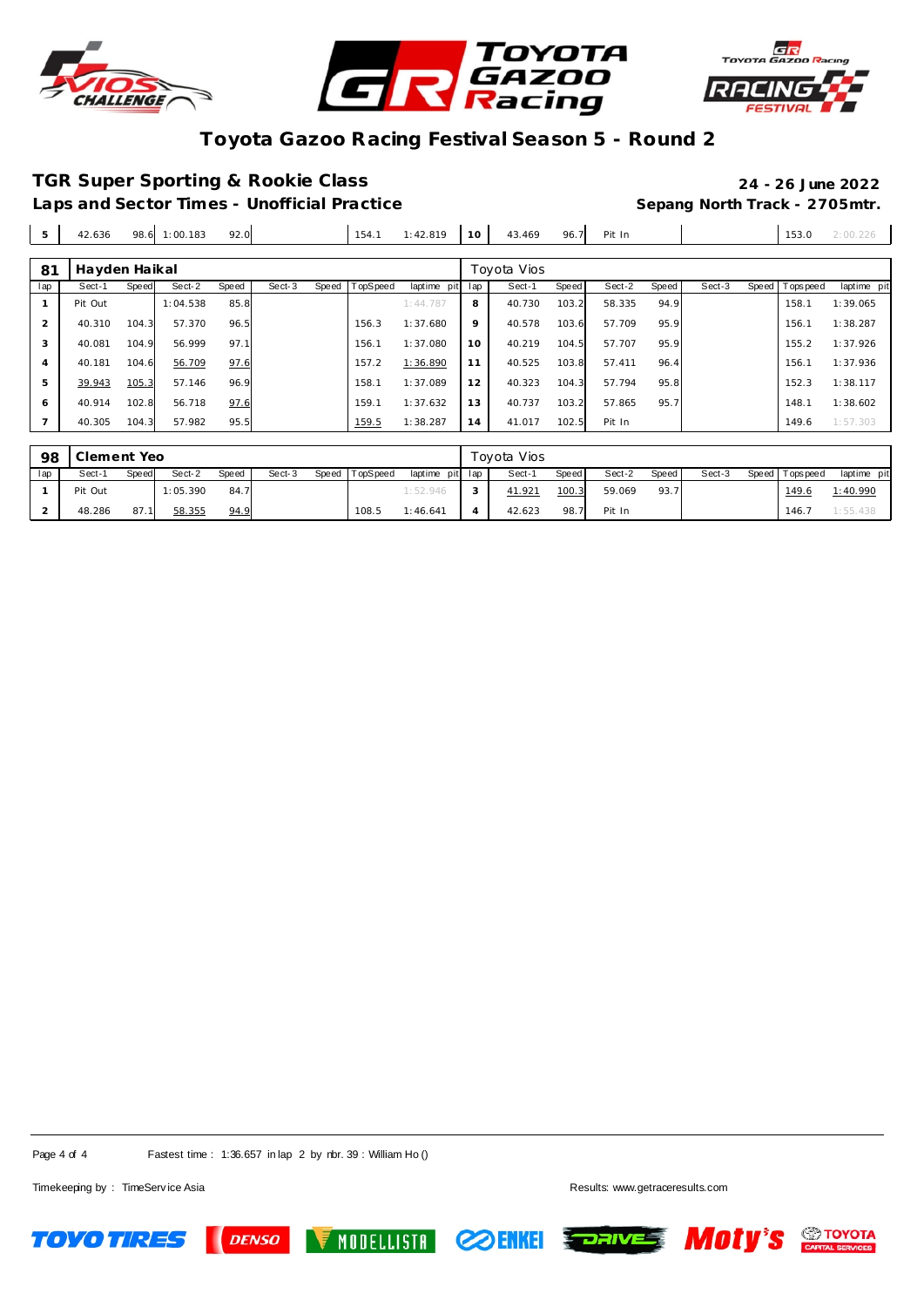# Toyota Gazoo Racing Festival Season 5 - Round 2

## TGR Super Sporting & Rookie Class

**Laps and Sector Times - Unofficial Practice**

**24 - 26 June 2022**

**Sepang North Track - 2705mtr.**

| lap | Sect-1 | Speed | Sect-2 | Speed | Sect-3 | Speed | TopSpeed | laptime pit | lap | Sect-1 | Speed | Sect-2 | Speed | Sect-3 | Speed | Topspeed | laptime pit |
|---|---|---|---|---|---|---|---|---|---|---|---|---|---|---|---|---|---|
| 5 | 42.636 | 98.6 | 1:00.183 | 92.0 | | | 154.1 | 1:42.819 | 10 | 43.469 | 96.7 | Pit In | | | | 153.0 | 2:00.226 |

### 81 Hayden Haikal — Toyota Vios

| lap | Sect-1 | Speed | Sect-2 | Speed | Sect-3 | Speed | TopSpeed | laptime pit | lap | Sect-1 | Speed | Sect-2 | Speed | Sect-3 | Speed | Topspeed | laptime pit |
|---|---|---|---|---|---|---|---|---|---|---|---|---|---|---|---|---|---|
| 1 | Pit Out | | 1:04.538 | 85.8 | | | | 1:44.787 | 8 | 40.730 | 103.2 | 58.335 | 94.9 | | | 158.1 | 1:39.065 |
| 2 | 40.310 | 104.3 | 57.370 | 96.5 | | | 156.3 | 1:37.680 | 9 | 40.578 | 103.6 | 57.709 | 95.9 | | | 156.1 | 1:38.287 |
| 3 | 40.081 | 104.9 | 56.999 | 97.1 | | | 156.1 | 1:37.080 | 10 | 40.219 | 104.5 | 57.707 | 95.9 | | | 155.2 | 1:37.926 |
| 4 | 40.181 | 104.6 | 56.709 | 97.6 | | | 157.2 | 1:36.890 | 11 | 40.525 | 103.8 | 57.411 | 96.4 | | | 156.1 | 1:37.936 |
| 5 | 39.943 | 105.3 | 57.146 | 96.9 | | | 158.1 | 1:37.089 | 12 | 40.323 | 104.3 | 57.794 | 95.8 | | | 152.3 | 1:38.117 |
| 6 | 40.914 | 102.8 | 56.718 | 97.6 | | | 159.1 | 1:37.632 | 13 | 40.737 | 103.2 | 57.865 | 95.7 | | | 148.1 | 1:38.602 |
| 7 | 40.305 | 104.3 | 57.982 | 95.5 | | | 159.5 | 1:38.287 | 14 | 41.017 | 102.5 | Pit In | | | | 149.6 | 1:57.303 |

### 98 Clement Yeo — Toyota Vios

| lap | Sect-1 | Speed | Sect-2 | Speed | Sect-3 | Speed | TopSpeed | laptime pit | lap | Sect-1 | Speed | Sect-2 | Speed | Sect-3 | Speed | Topspeed | laptime pit |
|---|---|---|---|---|---|---|---|---|---|---|---|---|---|---|---|---|---|
| 1 | Pit Out | | 1:05.390 | 84.7 | | | | 1:52.946 | 3 | 41.921 | 100.3 | 59.069 | 93.7 | | | 149.6 | 1:40.990 |
| 2 | 48.286 | 87.1 | 58.355 | 94.9 | | | 108.5 | 1:46.641 | 4 | 42.623 | 98.7 | Pit In | | | | 146.7 | 1:55.438 |

Fastest time : 1:36.657 in lap 2 by nbr. 39 : William Ho ()

Timekeeping by : TimeService Asia

Results: www.getraceresults.com